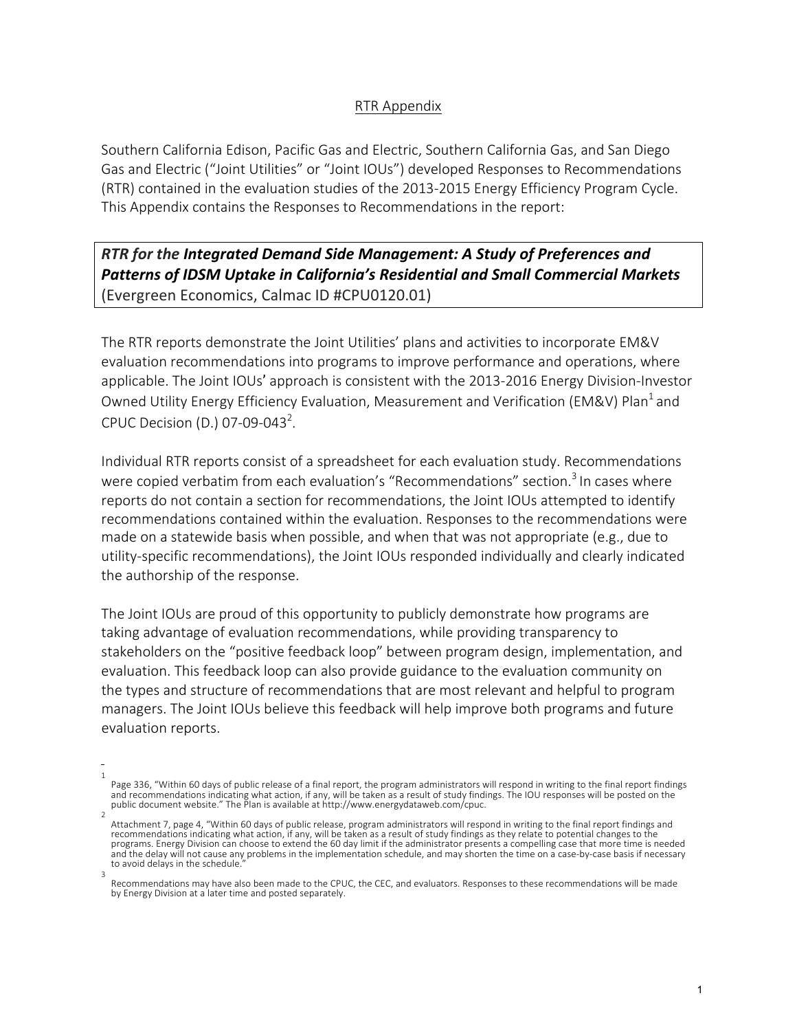## RTR Appendix

Southern California Edison, Pacific Gas and Electric, Southern California Gas, and San Diego Gas and Electric ("Joint Utilities" or "Joint IOUs") developed Responses to Recommendations (RTR) contained in the evaluation studies of the 2013-2015 Energy Efficiency Program Cycle. This Appendix contains the Responses to Recommendations in the report:

***RTR for the Integrated Demand Side Management: A Study of Preferences and Patterns of IDSM Uptake in California's Residential and Small Commercial Markets*** (Evergreen Economics, Calmac ID #CPU0120.01)

The RTR reports demonstrate the Joint Utilities' plans and activities to incorporate EM&V evaluation recommendations into programs to improve performance and operations, where applicable. The Joint IOUs' approach is consistent with the 2013-2016 Energy Division-Investor Owned Utility Energy Efficiency Evaluation, Measurement and Verification (EM&V) Plan[1] and CPUC Decision (D.) 07-09-043[2].

Individual RTR reports consist of a spreadsheet for each evaluation study. Recommendations were copied verbatim from each evaluation's "Recommendations" section.[3] In cases where reports do not contain a section for recommendations, the Joint IOUs attempted to identify recommendations contained within the evaluation. Responses to the recommendations were made on a statewide basis when possible, and when that was not appropriate (e.g., due to utility-specific recommendations), the Joint IOUs responded individually and clearly indicated the authorship of the response.

The Joint IOUs are proud of this opportunity to publicly demonstrate how programs are taking advantage of evaluation recommendations, while providing transparency to stakeholders on the "positive feedback loop" between program design, implementation, and evaluation. This feedback loop can also provide guidance to the evaluation community on the types and structure of recommendations that are most relevant and helpful to program managers. The Joint IOUs believe this feedback will help improve both programs and future evaluation reports.

---

[1] Page 336, "Within 60 days of public release of a final report, the program administrators will respond in writing to the final report findings and recommendations indicating what action, if any, will be taken as a result of study findings. The IOU responses will be posted on the public document website." The Plan is available at http://www.energydataweb.com/cpuc.

[2] Attachment 7, page 4, "Within 60 days of public release, program administrators will respond in writing to the final report findings and recommendations indicating what action, if any, will be taken as a result of study findings as they relate to potential changes to the programs. Energy Division can choose to extend the 60 day limit if the administrator presents a compelling case that more time is needed and the delay will not cause any problems in the implementation schedule, and may shorten the time on a case-by-case basis if necessary to avoid delays in the schedule."

[3] Recommendations may have also been made to the CPUC, the CEC, and evaluators. Responses to these recommendations will be made by Energy Division at a later time and posted separately.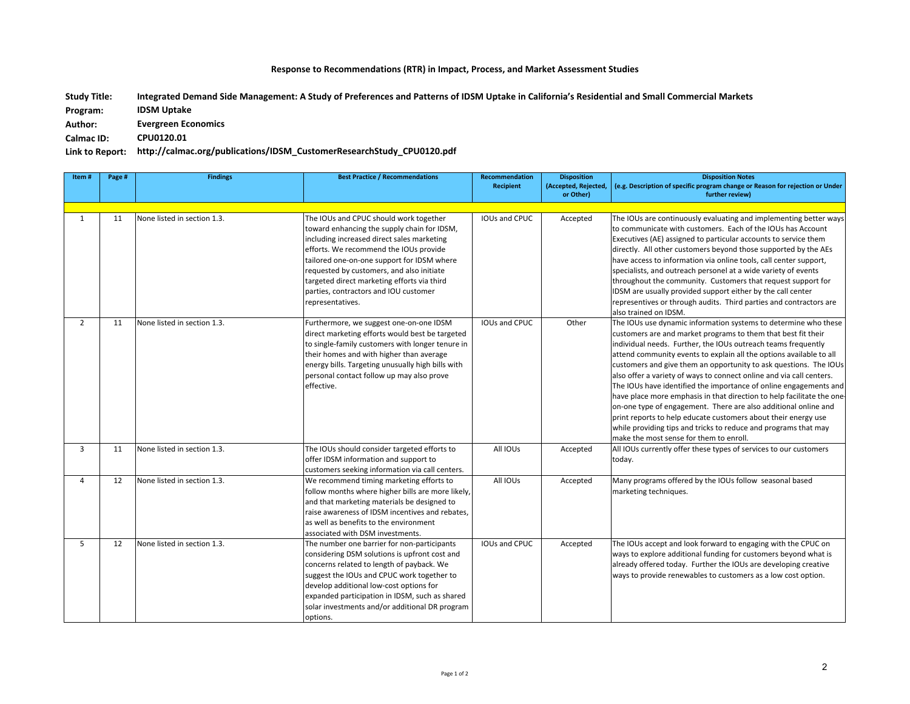**Response to Recommendations (RTR) in Impact, Process, and Market Assessment Studies**

**Study Title:** Integrated Demand Side Management: A Study of Preferences and Patterns of IDSM Uptake in California's Residential and Small Commercial Markets

**Program:** IDSM Uptake

**Author:** Evergreen Economics

**Calmac ID:** CPU0120.01

**Link to Report:** http://calmac.org/publications/IDSM_CustomerResearchStudy_CPU0120.pdf

| Item # | Page # | Findings | Best Practice / Recommendations | Recommendation Recipient | Disposition (Accepted, Rejected, or Other) | Disposition Notes (e.g. Description of specific program change or Reason for rejection or Under further review) |
|---|---|---|---|---|---|---|
| | | | | | | |
| 1 | 11 | None listed in section 1.3. | The IOUs and CPUC should work together toward enhancing the supply chain for IDSM, including increased direct sales marketing efforts. We recommend the IOUs provide tailored one-on-one support for IDSM where requested by customers, and also initiate targeted direct marketing efforts via third parties, contractors and IOU customer representatives. | IOUs and CPUC | Accepted | The IOUs are continuously evaluating and implementing better ways to communicate with customers. Each of the IOUs has Account Executives (AE) assigned to particular accounts to service them directly. All other customers beyond those supported by the AEs have access to information via online tools, call center support, specialists, and outreach personel at a wide variety of events throughout the community. Customers that request support for IDSM are usually provided support either by the call center representives or through audits. Third parties and contractors are also trained on IDSM. |
| 2 | 11 | None listed in section 1.3. | Furthermore, we suggest one-on-one IDSM direct marketing efforts would best be targeted to single-family customers with longer tenure in their homes and with higher than average energy bills. Targeting unusually high bills with personal contact follow up may also prove effective. | IOUs and CPUC | Other | The IOUs use dynamic information systems to determine who these customers are and market programs to them that best fit their individual needs. Further, the IOUs outreach teams frequently attend community events to explain all the options available to all customers and give them an opportunity to ask questions. The IOUs also offer a variety of ways to connect online and via call centers. The IOUs have identified the importance of online engagements and have place more emphasis in that direction to help facilitate the one-on-one type of engagement. There are also additional online and print reports to help educate customers about their energy use while providing tips and tricks to reduce and programs that may make the most sense for them to enroll. |
| 3 | 11 | None listed in section 1.3. | The IOUs should consider targeted efforts to offer IDSM information and support to customers seeking information via call centers. | All IOUs | Accepted | All IOUs currently offer these types of services to our customers today. |
| 4 | 12 | None listed in section 1.3. | We recommend timing marketing efforts to follow months where higher bills are more likely, and that marketing materials be designed to raise awareness of IDSM incentives and rebates, as well as benefits to the environment associated with DSM investments. | All IOUs | Accepted | Many programs offered by the IOUs follow seasonal based marketing techniques. |
| 5 | 12 | None listed in section 1.3. | The number one barrier for non-participants considering DSM solutions is upfront cost and concerns related to length of payback. We suggest the IOUs and CPUC work together to develop additional low-cost options for expanded participation in IDSM, such as shared solar investments and/or additional DR program options. | IOUs and CPUC | Accepted | The IOUs accept and look forward to engaging with the CPUC on ways to explore additional funding for customers beyond what is already offered today. Further the IOUs are developing creative ways to provide renewables to customers as a low cost option. |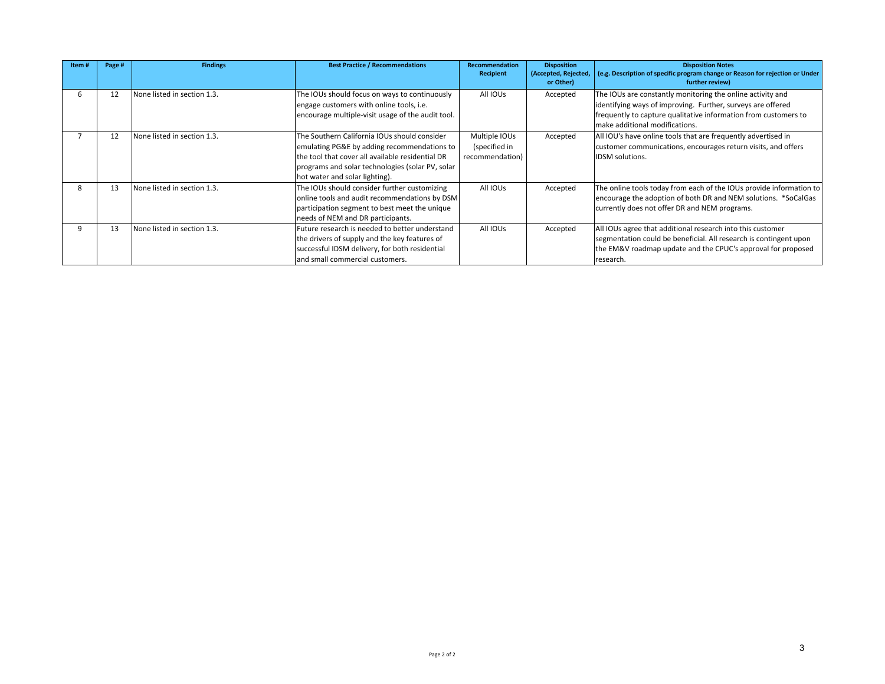| Item # | Page # | Findings | Best Practice / Recommendations | Recommendation Recipient | Disposition (Accepted, Rejected, or Other) | Disposition Notes (e.g. Description of specific program change or Reason for rejection or Under further review) |
|---|---|---|---|---|---|---|
| 6 | 12 | None listed in section 1.3. | The IOUs should focus on ways to continuously engage customers with online tools, i.e. encourage multiple-visit usage of the audit tool. | All IOUs | Accepted | The IOUs are constantly monitoring the online activity and identifying ways of improving. Further, surveys are offered frequently to capture qualitative information from customers to make additional modifications. |
| 7 | 12 | None listed in section 1.3. | The Southern California IOUs should consider emulating PG&E by adding recommendations to the tool that cover all available residential DR programs and solar technologies (solar PV, solar hot water and solar lighting). | Multiple IOUs (specified in recommendation) | Accepted | All IOU's have online tools that are frequently advertised in customer communications, encourages return visits, and offers IDSM solutions. |
| 8 | 13 | None listed in section 1.3. | The IOUs should consider further customizing online tools and audit recommendations by DSM participation segment to best meet the unique needs of NEM and DR participants. | All IOUs | Accepted | The online tools today from each of the IOUs provide information to encourage the adoption of both DR and NEM solutions. *SoCalGas currently does not offer DR and NEM programs. |
| 9 | 13 | None listed in section 1.3. | Future research is needed to better understand the drivers of supply and the key features of successful IDSM delivery, for both residential and small commercial customers. | All IOUs | Accepted | All IOUs agree that additional research into this customer segmentation could be beneficial. All research is contingent upon the EM&V roadmap update and the CPUC's approval for proposed research. |